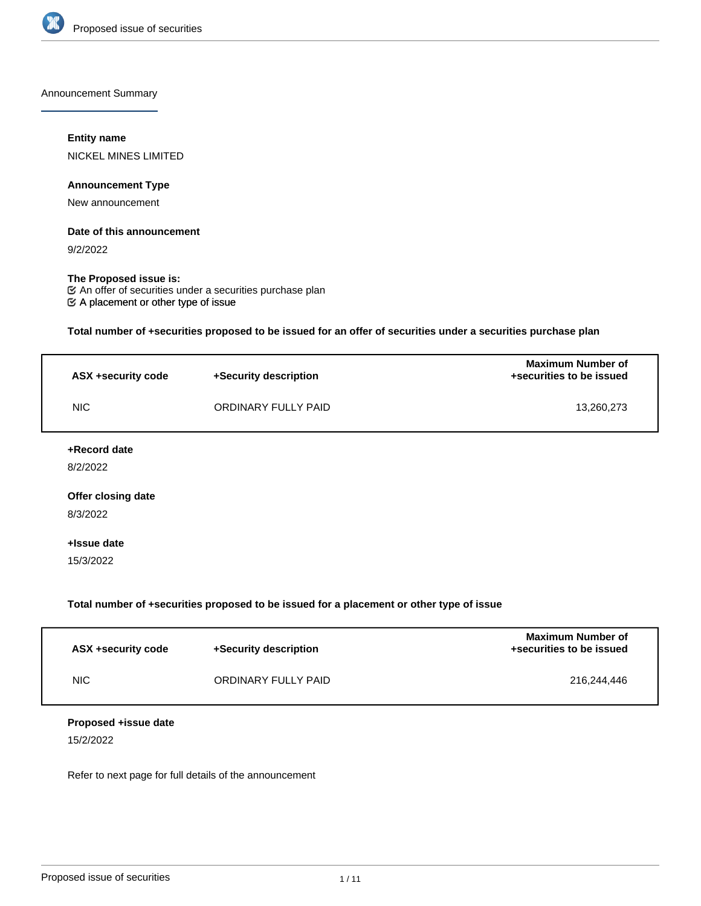## Announcement Summary

**Entity name**

NICKEL MINES LIMITED

**Announcement Type**

New announcement

**Date of this announcement**

9/2/2022

**The Proposed issue is:**

☑ An offer of securities under a securities purchase plan
☑ A placement or other type of issue

**Total number of +securities proposed to be issued for an offer of securities under a securities purchase plan**

| ASX +security code | +Security description | Maximum Number of +securities to be issued |
| --- | --- | --- |
| NIC | ORDINARY FULLY PAID | 13,260,273 |

**+Record date**

8/2/2022

**Offer closing date**

8/3/2022

**+Issue date**

15/3/2022

**Total number of +securities proposed to be issued for a placement or other type of issue**

| ASX +security code | +Security description | Maximum Number of +securities to be issued |
| --- | --- | --- |
| NIC | ORDINARY FULLY PAID | 216,244,446 |

**Proposed +issue date**

15/2/2022

Refer to next page for full details of the announcement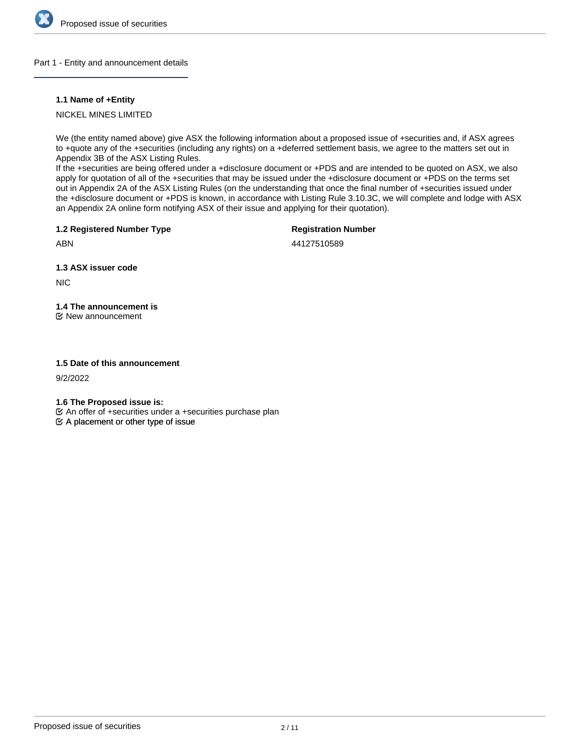## Part 1 - Entity and announcement details

**1.1 Name of +Entity**

NICKEL MINES LIMITED

We (the entity named above) give ASX the following information about a proposed issue of +securities and, if ASX agrees to +quote any of the +securities (including any rights) on a +deferred settlement basis, we agree to the matters set out in Appendix 3B of the ASX Listing Rules.
If the +securities are being offered under a +disclosure document or +PDS and are intended to be quoted on ASX, we also apply for quotation of all of the +securities that may be issued under the +disclosure document or +PDS on the terms set out in Appendix 2A of the ASX Listing Rules (on the understanding that once the final number of +securities issued under the +disclosure document or +PDS is known, in accordance with Listing Rule 3.10.3C, we will complete and lodge with ASX an Appendix 2A online form notifying ASX of their issue and applying for their quotation).

**1.2 Registered Number Type**

ABN

**Registration Number**

44127510589

**1.3 ASX issuer code**

NIC

**1.4 The announcement is**

☑ New announcement

**1.5 Date of this announcement**

9/2/2022

**1.6 The Proposed issue is:**

☑ An offer of +securities under a +securities purchase plan
☑ A placement or other type of issue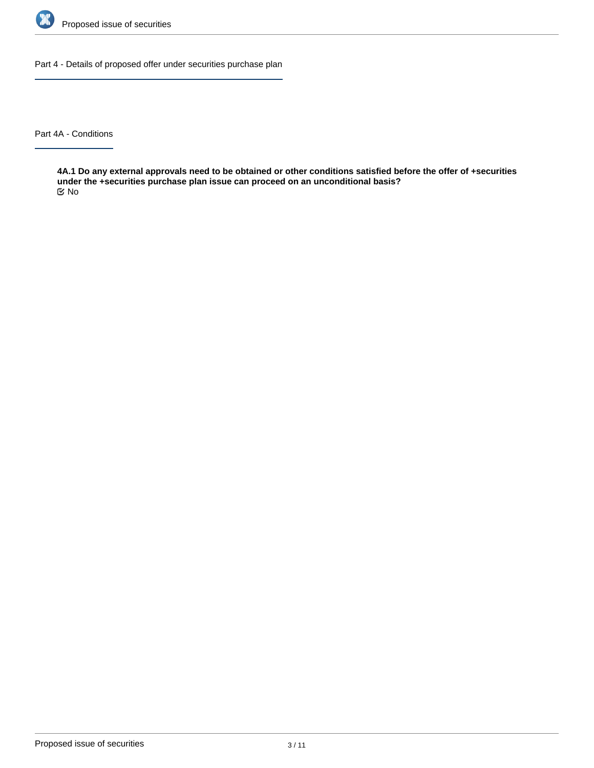## Part 4 - Details of proposed offer under securities purchase plan

### Part 4A - Conditions

**4A.1 Do any external approvals need to be obtained or other conditions satisfied before the offer of +securities under the +securities purchase plan issue can proceed on an unconditional basis?**

☑ No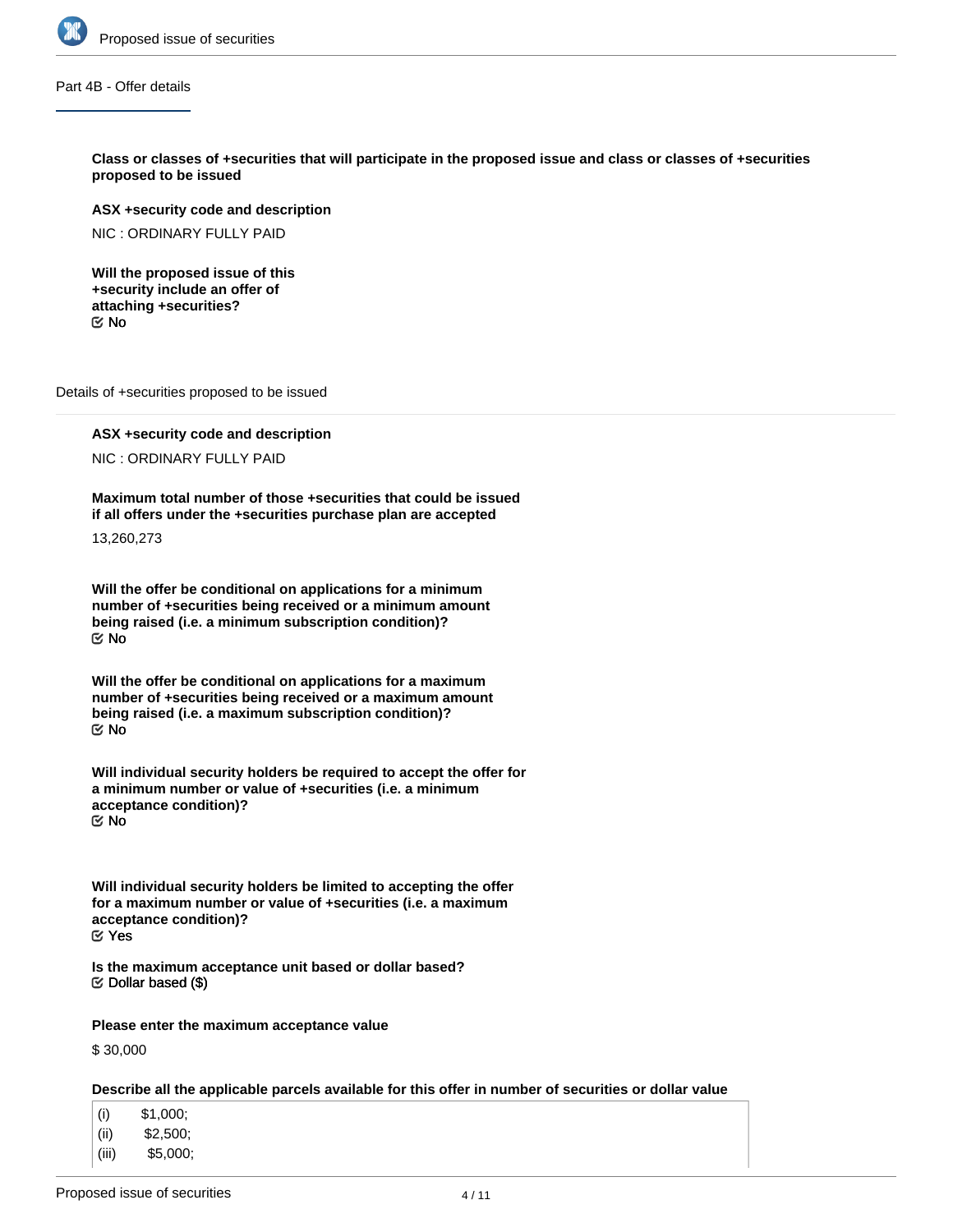Part 4B - Offer details

**Class or classes of +securities that will participate in the proposed issue and class or classes of +securities proposed to be issued**

**ASX +security code and description**

NIC : ORDINARY FULLY PAID

**Will the proposed issue of this +security include an offer of attaching +securities?**
No

Details of +securities proposed to be issued

**ASX +security code and description**

NIC : ORDINARY FULLY PAID

**Maximum total number of those +securities that could be issued if all offers under the +securities purchase plan are accepted**

13,260,273

**Will the offer be conditional on applications for a minimum number of +securities being received or a minimum amount being raised (i.e. a minimum subscription condition)?**
No

**Will the offer be conditional on applications for a maximum number of +securities being received or a maximum amount being raised (i.e. a maximum subscription condition)?**
No

**Will individual security holders be required to accept the offer for a minimum number or value of +securities (i.e. a minimum acceptance condition)?**
No

**Will individual security holders be limited to accepting the offer for a maximum number or value of +securities (i.e. a maximum acceptance condition)?**
Yes

**Is the maximum acceptance unit based or dollar based?**
Dollar based ($)

**Please enter the maximum acceptance value**

$ 30,000

**Describe all the applicable parcels available for this offer in number of securities or dollar value**

(i) $1,000;
(ii) $2,500;
(iii) $5,000;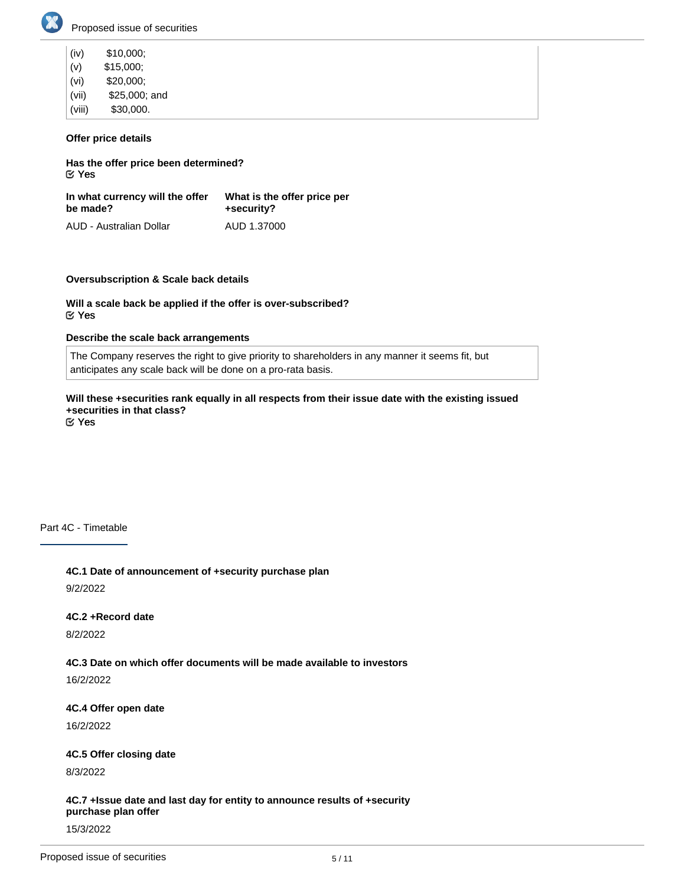| | |
|---|---|
| (iv) | $10,000; |
| (v) | $15,000; |
| (vi) | $20,000; |
| (vii) | $25,000; and |
| (viii) | $30,000. |

**Offer price details**

**Has the offer price been determined?**
Yes

| In what currency will the offer be made? | What is the offer price per +security? |
|---|---|
| AUD - Australian Dollar | AUD 1.37000 |

**Oversubscription & Scale back details**

**Will a scale back be applied if the offer is over-subscribed?**
Yes

**Describe the scale back arrangements**

The Company reserves the right to give priority to shareholders in any manner it seems fit, but anticipates any scale back will be done on a pro-rata basis.

**Will these +securities rank equally in all respects from their issue date with the existing issued +securities in that class?**
Yes

## Part 4C - Timetable

**4C.1 Date of announcement of +security purchase plan**

9/2/2022

**4C.2 +Record date**

8/2/2022

**4C.3 Date on which offer documents will be made available to investors**

16/2/2022

**4C.4 Offer open date**

16/2/2022

**4C.5 Offer closing date**

8/3/2022

**4C.7 +Issue date and last day for entity to announce results of +security purchase plan offer**

15/3/2022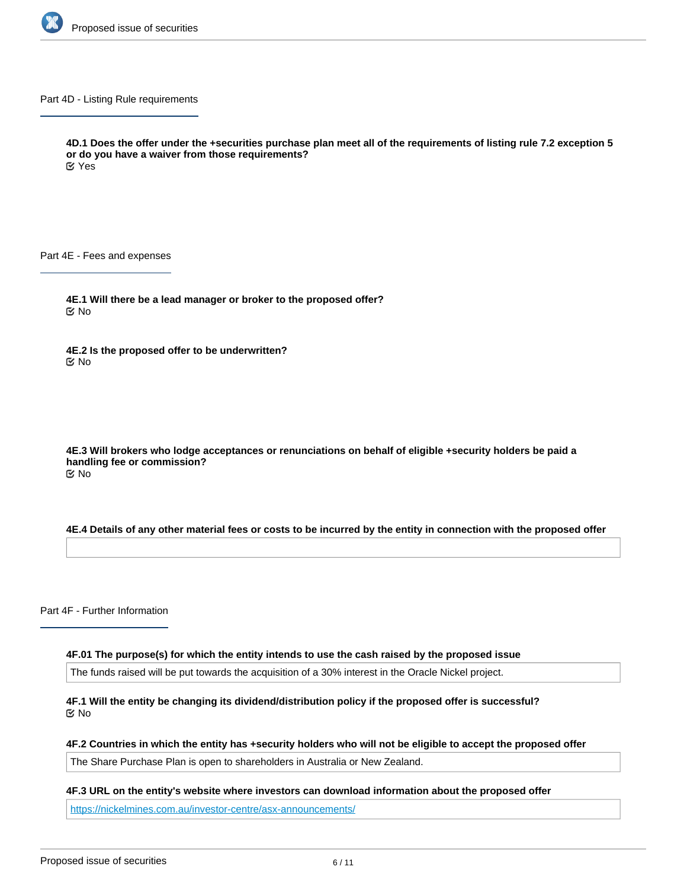## Part 4D - Listing Rule requirements

**4D.1 Does the offer under the +securities purchase plan meet all of the requirements of listing rule 7.2 exception 5 or do you have a waiver from those requirements?**

☑ Yes

## Part 4E - Fees and expenses

**4E.1 Will there be a lead manager or broker to the proposed offer?**

☑ No

**4E.2 Is the proposed offer to be underwritten?**

☑ No

**4E.3 Will brokers who lodge acceptances or renunciations on behalf of eligible +security holders be paid a handling fee or commission?**

☑ No

**4E.4 Details of any other material fees or costs to be incurred by the entity in connection with the proposed offer**

## Part 4F - Further Information

**4F.01 The purpose(s) for which the entity intends to use the cash raised by the proposed issue**

The funds raised will be put towards the acquisition of a 30% interest in the Oracle Nickel project.

**4F.1 Will the entity be changing its dividend/distribution policy if the proposed offer is successful?**

☑ No

**4F.2 Countries in which the entity has +security holders who will not be eligible to accept the proposed offer**

The Share Purchase Plan is open to shareholders in Australia or New Zealand.

**4F.3 URL on the entity's website where investors can download information about the proposed offer**

https://nickelmines.com.au/investor-centre/asx-announcements/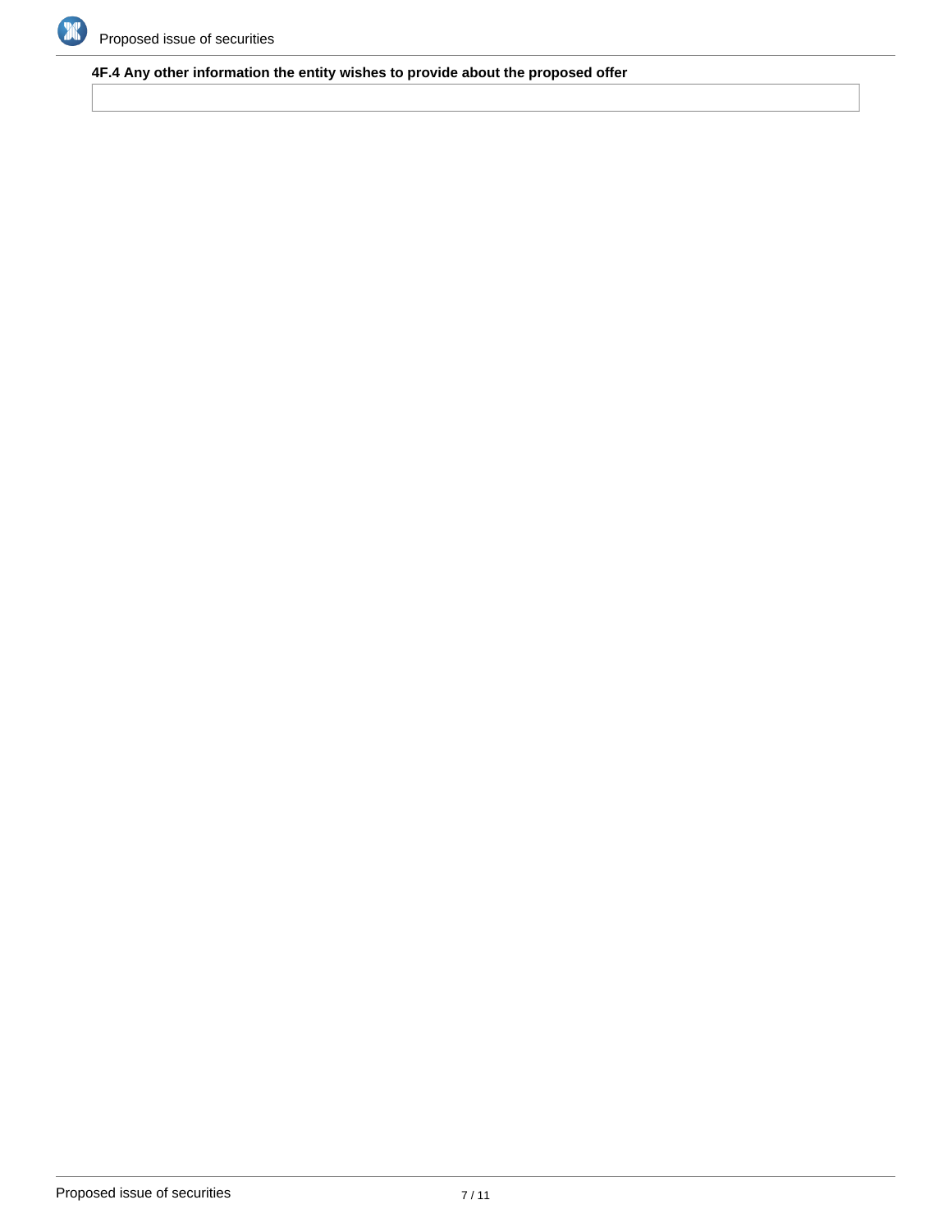**4F.4 Any other information the entity wishes to provide about the proposed offer**

| |
|---|
| |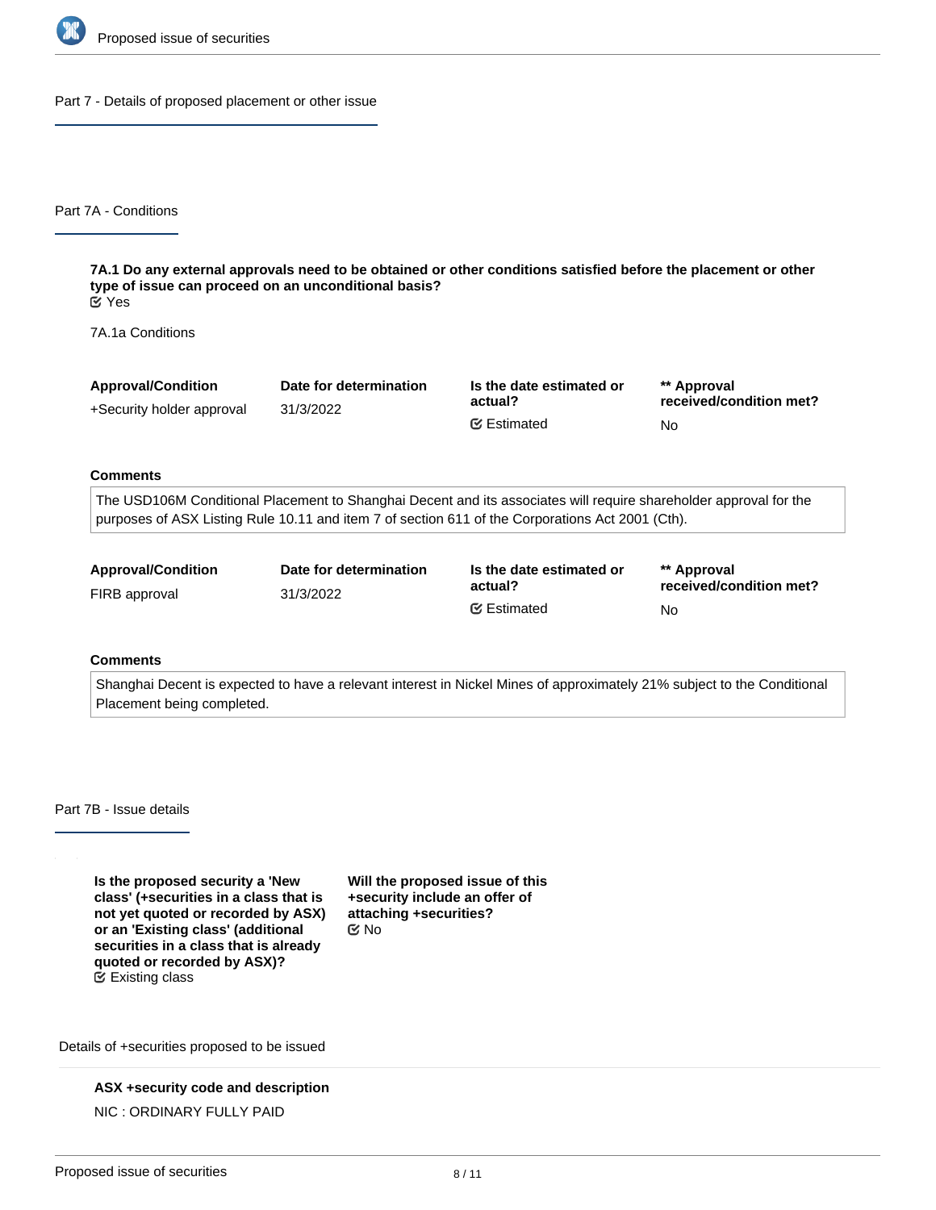## Part 7 - Details of proposed placement or other issue

### Part 7A - Conditions

**7A.1 Do any external approvals need to be obtained or other conditions satisfied before the placement or other type of issue can proceed on an unconditional basis?**
Yes

7A.1a Conditions

| Approval/Condition | Date for determination | Is the date estimated or actual? | ** Approval received/condition met? |
|---|---|---|---|
| +Security holder approval | 31/3/2022 | Estimated | No |

**Comments**

The USD106M Conditional Placement to Shanghai Decent and its associates will require shareholder approval for the purposes of ASX Listing Rule 10.11 and item 7 of section 611 of the Corporations Act 2001 (Cth).

| Approval/Condition | Date for determination | Is the date estimated or actual? | ** Approval received/condition met? |
|---|---|---|---|
| FIRB approval | 31/3/2022 | Estimated | No |

**Comments**

Shanghai Decent is expected to have a relevant interest in Nickel Mines of approximately 21% subject to the Conditional Placement being completed.

### Part 7B - Issue details

**Is the proposed security a 'New class' (+securities in a class that is not yet quoted or recorded by ASX) or an 'Existing class' (additional securities in a class that is already quoted or recorded by ASX)?**
Existing class

**Will the proposed issue of this +security include an offer of attaching +securities?**
No

Details of +securities proposed to be issued

**ASX +security code and description**

NIC : ORDINARY FULLY PAID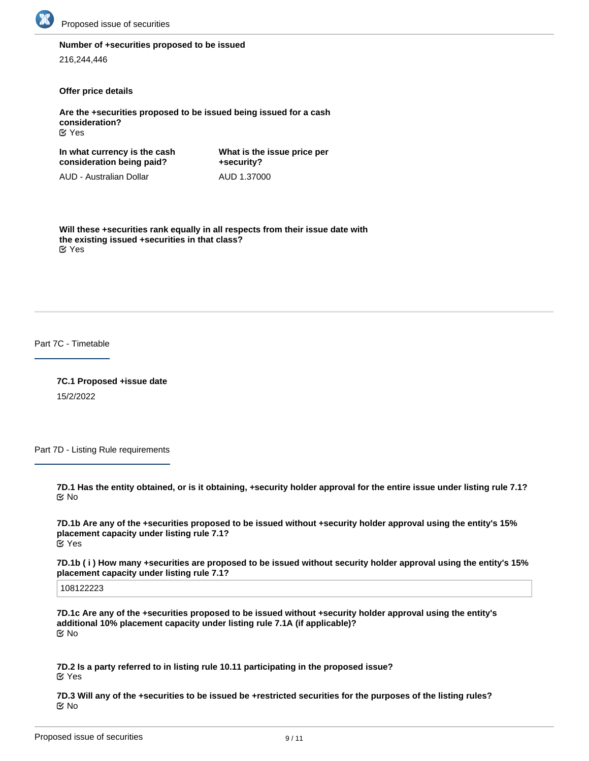**Number of +securities proposed to be issued**

216,244,446

**Offer price details**

**Are the +securities proposed to be issued being issued for a cash consideration?**

☑ Yes

| In what currency is the cash consideration being paid? | What is the issue price per +security? |
| --- | --- |
| AUD - Australian Dollar | AUD 1.37000 |

**Will these +securities rank equally in all respects from their issue date with the existing issued +securities in that class?**

☑ Yes

## Part 7C - Timetable

**7C.1 Proposed +issue date**

15/2/2022

## Part 7D - Listing Rule requirements

**7D.1 Has the entity obtained, or is it obtaining, +security holder approval for the entire issue under listing rule 7.1?**

☑ No

**7D.1b Are any of the +securities proposed to be issued without +security holder approval using the entity's 15% placement capacity under listing rule 7.1?**

☑ Yes

**7D.1b ( i ) How many +securities are proposed to be issued without security holder approval using the entity's 15% placement capacity under listing rule 7.1?**

108122223

**7D.1c Are any of the +securities proposed to be issued without +security holder approval using the entity's additional 10% placement capacity under listing rule 7.1A (if applicable)?**

☑ No

**7D.2 Is a party referred to in listing rule 10.11 participating in the proposed issue?**

☑ Yes

**7D.3 Will any of the +securities to be issued be +restricted securities for the purposes of the listing rules?**

☑ No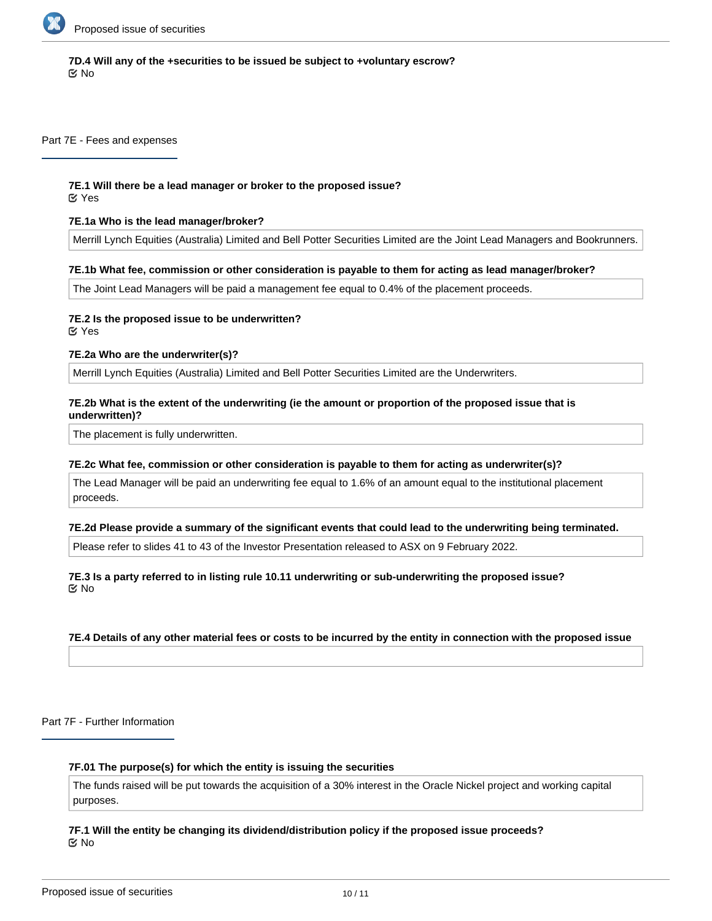**7D.4 Will any of the +securities to be issued be subject to +voluntary escrow?**
☑ No

## Part 7E - Fees and expenses

**7E.1 Will there be a lead manager or broker to the proposed issue?**
☑ Yes

**7E.1a Who is the lead manager/broker?**

Merrill Lynch Equities (Australia) Limited and Bell Potter Securities Limited are the Joint Lead Managers and Bookrunners.

**7E.1b What fee, commission or other consideration is payable to them for acting as lead manager/broker?**

The Joint Lead Managers will be paid a management fee equal to 0.4% of the placement proceeds.

**7E.2 Is the proposed issue to be underwritten?**
☑ Yes

**7E.2a Who are the underwriter(s)?**

Merrill Lynch Equities (Australia) Limited and Bell Potter Securities Limited are the Underwriters.

**7E.2b What is the extent of the underwriting (ie the amount or proportion of the proposed issue that is underwritten)?**

The placement is fully underwritten.

**7E.2c What fee, commission or other consideration is payable to them for acting as underwriter(s)?**

The Lead Manager will be paid an underwriting fee equal to 1.6% of an amount equal to the institutional placement proceeds.

**7E.2d Please provide a summary of the significant events that could lead to the underwriting being terminated.**

Please refer to slides 41 to 43 of the Investor Presentation released to ASX on 9 February 2022.

**7E.3 Is a party referred to in listing rule 10.11 underwriting or sub-underwriting the proposed issue?**
☑ No

**7E.4 Details of any other material fees or costs to be incurred by the entity in connection with the proposed issue**

## Part 7F - Further Information

**7F.01 The purpose(s) for which the entity is issuing the securities**

The funds raised will be put towards the acquisition of a 30% interest in the Oracle Nickel project and working capital purposes.

**7F.1 Will the entity be changing its dividend/distribution policy if the proposed issue proceeds?**
☑ No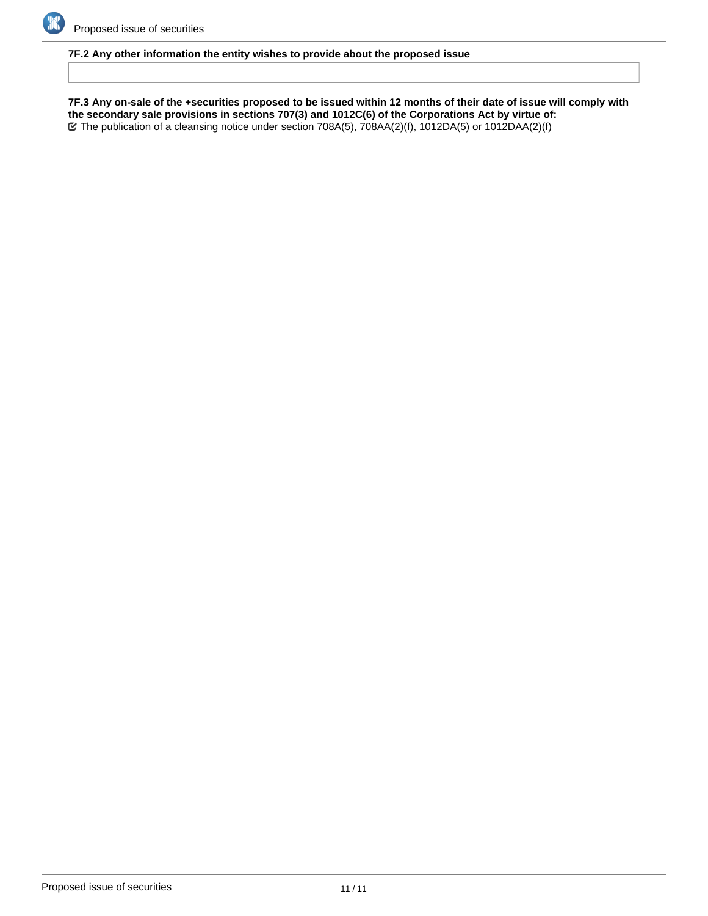**7F.2 Any other information the entity wishes to provide about the proposed issue**

| |
|---|
| |

**7F.3 Any on-sale of the +securities proposed to be issued within 12 months of their date of issue will comply with the secondary sale provisions in sections 707(3) and 1012C(6) of the Corporations Act by virtue of:**

☑ The publication of a cleansing notice under section 708A(5), 708AA(2)(f), 1012DA(5) or 1012DAA(2)(f)